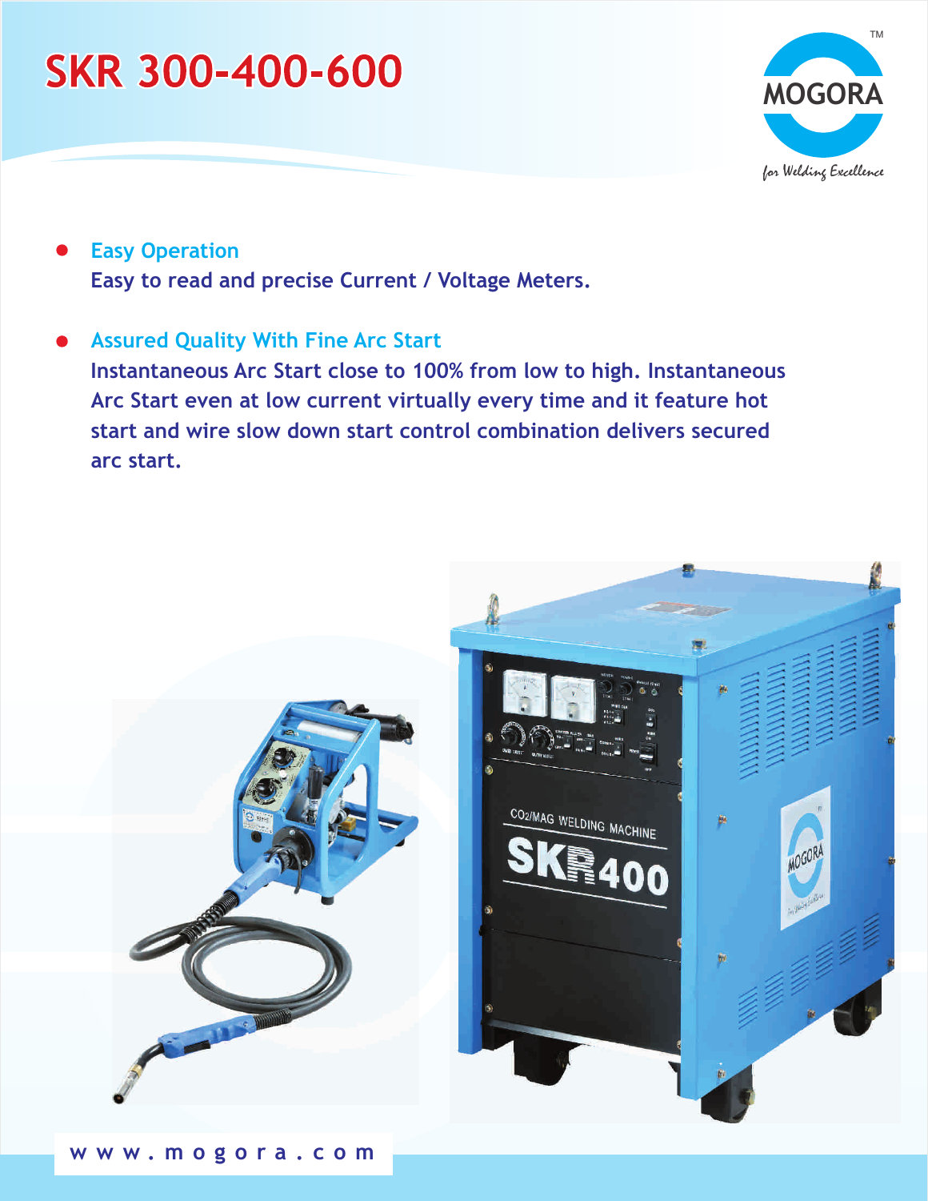# SKR 300-400-600

MOGORA™

*for Welding Excellence*

- **Easy Operation**
  Easy to read and precise Current / Voltage Meters.

- **Assured Quality With Fine Arc Start**
  Instantaneous Arc Start close to 100% from low to high. Instantaneous Arc Start even at low current virtually every time and it feature hot start and wire slow down start control combination delivers secured arc start.

www.mogora.com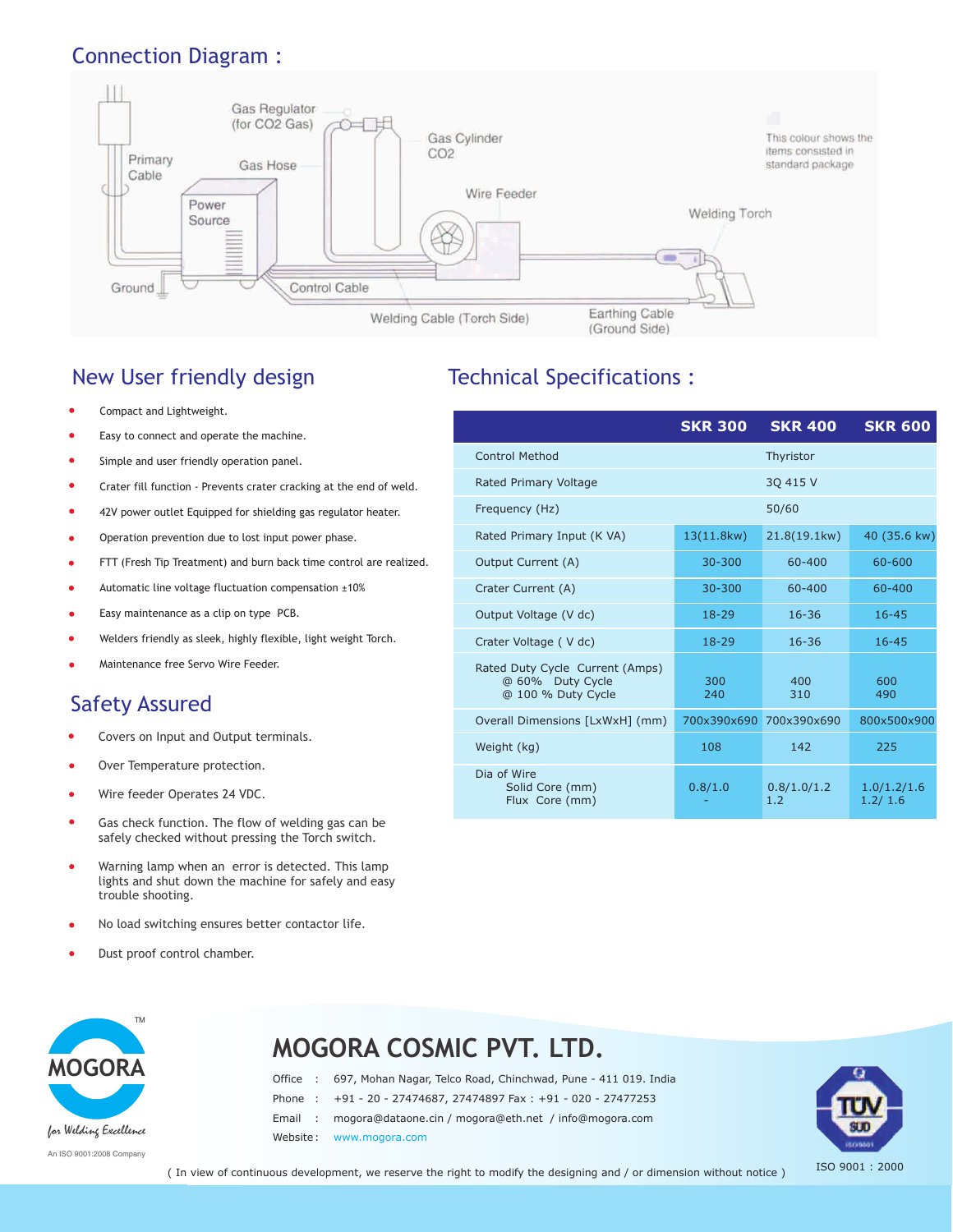## Connection Diagram :

Gas Regulator (for CO2 Gas)

Gas Cylinder CO2

Primary Cable

Gas Hose

Power Source

Wire Feeder

Welding Torch

Ground

Control Cable

Welding Cable (Torch Side)

Earthing Cable (Ground Side)

This colour shows the items consisted in standard package

## New User friendly design

- Compact and Lightweight.
- Easy to connect and operate the machine.
- Simple and user friendly operation panel.
- Crater fill function - Prevents crater cracking at the end of weld.
- 42V power outlet Equipped for shielding gas regulator heater.
- Operation prevention due to lost input power phase.
- FTT (Fresh Tip Treatment) and burn back time control are realized.
- Automatic line voltage fluctuation compensation ±10%
- Easy maintenance as a clip on type PCB.
- Welders friendly as sleek, highly flexible, light weight Torch.
- Maintenance free Servo Wire Feeder.

## Safety Assured

- Covers on Input and Output terminals.
- Over Temperature protection.
- Wire feeder Operates 24 VDC.
- Gas check function. The flow of welding gas can be safely checked without pressing the Torch switch.
- Warning lamp when an error is detected. This lamp lights and shut down the machine for safely and easy trouble shooting.
- No load switching ensures better contactor life.
- Dust proof control chamber.

## Technical Specifications :

| | SKR 300 | SKR 400 | SKR 600 |
|---|---|---|---|
| Control Method | | Thyristor | |
| Rated Primary Voltage | | 3Q 415 V | |
| Frequency (Hz) | | 50/60 | |
| Rated Primary Input (K VA) | 13(11.8kw) | 21.8(19.1kw) | 40 (35.6 kw) |
| Output Current (A) | 30-300 | 60-400 | 60-600 |
| Crater Current (A) | 30-300 | 60-400 | 60-400 |
| Output Voltage (V dc) | 18-29 | 16-36 | 16-45 |
| Crater Voltage ( V dc) | 18-29 | 16-36 | 16-45 |
| Rated Duty Cycle Current (Amps) @ 60% Duty Cycle @ 100 % Duty Cycle | 300 240 | 400 310 | 600 490 |
| Overall Dimensions [LxWxH] (mm) | 700x390x690 | 700x390x690 | 800x500x900 |
| Weight (kg) | 108 | 142 | 225 |
| Dia of Wire Solid Core (mm) Flux Core (mm) | 0.8/1.0 - | 0.8/1.0/1.2 1.2 | 1.0/1.2/1.6 1.2/ 1.6 |

MOGORA™

for Welding Excellence

An ISO 9001:2008 Company

## MOGORA COSMIC PVT. LTD.

Office : 697, Mohan Nagar, Telco Road, Chinchwad, Pune - 411 019. India

Phone : +91 - 20 - 27474687, 27474897 Fax : +91 - 020 - 27477253

Email : mogora@dataone.cin / mogora@eth.net / info@mogora.com

Website : www.mogora.com

TÜV SÜD ISO 9001

ISO 9001 : 2000

( In view of continuous development, we reserve the right to modify the designing and / or dimension without notice )